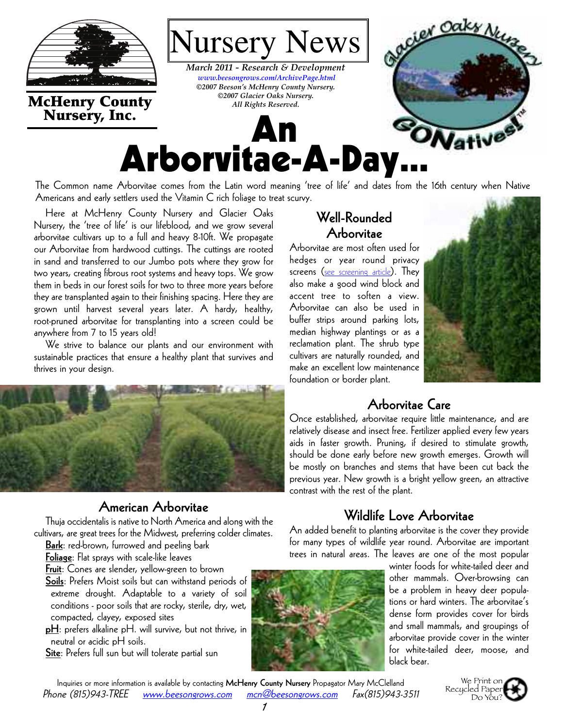McHenry County Nursery, Inc.

# Nursery News

*March 2011 - Research & Development*
*www.beesongrows.com/ArchivePage.html*
*©2007 Beeson's McHenry County Nursery.*
*©2007 Glacier Oaks Nursery.*
*All Rights Reserved.*

Glacier Oaks Nursery — GO Natives!™

# An Arborvitae-A-Day...

The Common name Arborvitae comes from the Latin word meaning 'tree of life' and dates from the 16th century when Native Americans and early settlers used the Vitamin C rich foliage to treat scurvy.

Here at McHenry County Nursery and Glacier Oaks Nursery, the 'tree of life' is our lifeblood, and we grow several arborvitae cultivars up to a full and heavy 8-10ft. We propagate our Arborvitae from hardwood cuttings. The cuttings are rooted in sand and transferred to our Jumbo pots where they grow for two years, creating fibrous root systems and heavy tops. We grow them in beds in our forest soils for two to three more years before they are transplanted again to their finishing spacing. Here they are grown until harvest several years later. A hardy, healthy, root-pruned arborvitae for transplanting into a screen could be anywhere from 7 to 15 years old!

We strive to balance our plants and our environment with sustainable practices that ensure a healthy plant that survives and thrives in your design.

## American Arborvitae

Thuja occidentalis is native to North America and along with the cultivars, are great trees for the Midwest, preferring colder climates.

- **Bark**: red-brown, furrowed and peeling bark
- **Foliage**: Flat sprays with scale-like leaves
- **Fruit**: Cones are slender, yellow-green to brown
- **Soils**: Prefers Moist soils but can withstand periods of extreme drought. Adaptable to a variety of soil conditions - poor soils that are rocky, sterile, dry, wet, compacted, clayey, exposed sites
- **pH**: prefers alkaline pH. will survive, but not thrive, in neutral or acidic pH soils.
- **Site**: Prefers full sun but will tolerate partial sun

## Well-Rounded Arborvitae

Arborvitae are most often used for hedges or year round privacy screens (see screening article). They also make a good wind block and accent tree to soften a view. Arborvitae can also be used in buffer strips around parking lots, median highway plantings or as a reclamation plant. The shrub type cultivars are naturally rounded, and make an excellent low maintenance foundation or border plant.

## Arborvitae Care

Once established, arborvitae require little maintenance, and are relatively disease and insect free. Fertilizer applied every few years aids in faster growth. Pruning, if desired to stimulate growth, should be done early before new growth emerges. Growth will be mostly on branches and stems that have been cut back the previous year. New growth is a bright yellow green, an attractive contrast with the rest of the plant.

## Wildlife Love Arborvitae

An added benefit to planting arborvitae is the cover they provide for many types of wildlife year round. Arborvitae are important trees in natural areas. The leaves are one of the most popular winter foods for white-tailed deer and other mammals. Over-browsing can be a problem in heavy deer populations or hard winters. The arborvitae's dense form provides cover for birds and small mammals, and groupings of arborvitae provide cover in the winter for white-tailed deer, moose, and black bear.

Inquiries or more information is available by contacting **McHenry County Nursery** Propagator Mary McClelland
*Phone (815)943-TREE* www.beesongrows.com mcn@beesongrows.com *Fax(815)943-3511*

We Print on Recycled Paper Do You?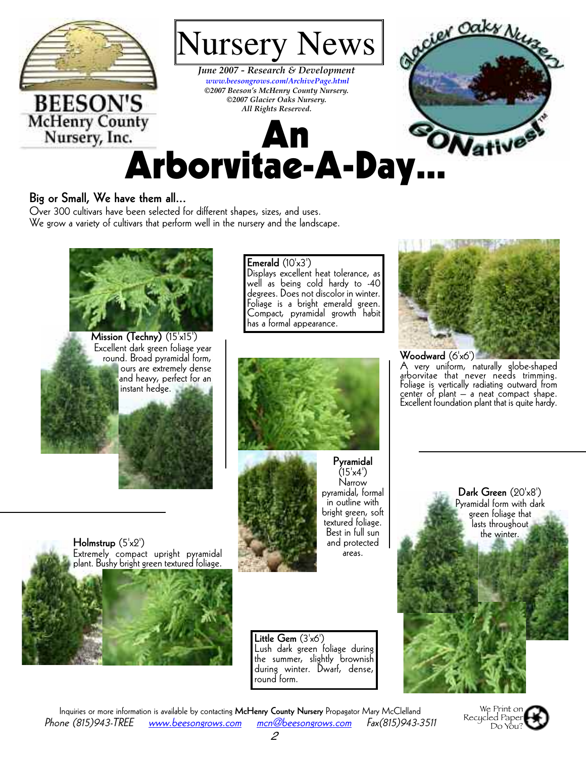BEESON'S McHenry County Nursery, Inc.

# Nursery News

*June 2007 - Research & Development*
*www.beesongrows.com/ArchivePage.html*
*©2007 Beeson's McHenry County Nursery.*
*©2007 Glacier Oaks Nursery.*
*All Rights Reserved.*

Glacier Oaks Nursery — GONatives!™

# An Arborvitae-A-Day...

## Big or Small, We have them all...

Over 300 cultivars have been selected for different shapes, sizes, and uses.
We grow a variety of cultivars that perform well in the nursery and the landscape.

**Mission (Techny)** (15'x15')
Excellent dark green foliage year round. Broad pyramidal form, ours are extremely dense and heavy, perfect for an instant hedge.

**Emerald** (10'x3')
Displays excellent heat tolerance, as well as being cold hardy to -40 degrees. Does not discolor in winter. Foliage is a bright emerald green. Compact, pyramidal growth habit has a formal appearance.

**Woodward** (6'x6')
A very uniform, naturally globe-shaped arborvitae that never needs trimming. Foliage is vertically radiating outward from center of plant – a neat compact shape. Excellent foundation plant that is quite hardy.

**Pyramidal** (15'x4')
Narrow pyramidal, formal in outline with bright green, soft textured foliage. Best in full sun and protected areas.

**Dark Green** (20'x8')
Pyramidal form with dark green foliage that lasts throughout the winter.

**Holmstrup** (5'x2')
Extremely compact upright pyramidal plant. Bushy bright green textured foliage.

**Little Gem** (3'x6')
Lush dark green foliage during the summer, slightly brownish during winter. Dwarf, dense, round form.

Inquiries or more information is available by contacting **McHenry County Nursery** Propagator Mary McClelland
*Phone (815)943-TREE* www.beesongrows.com mcn@beesongrows.com *Fax(815)943-3511*

We Print on Recycled Paper Do You?